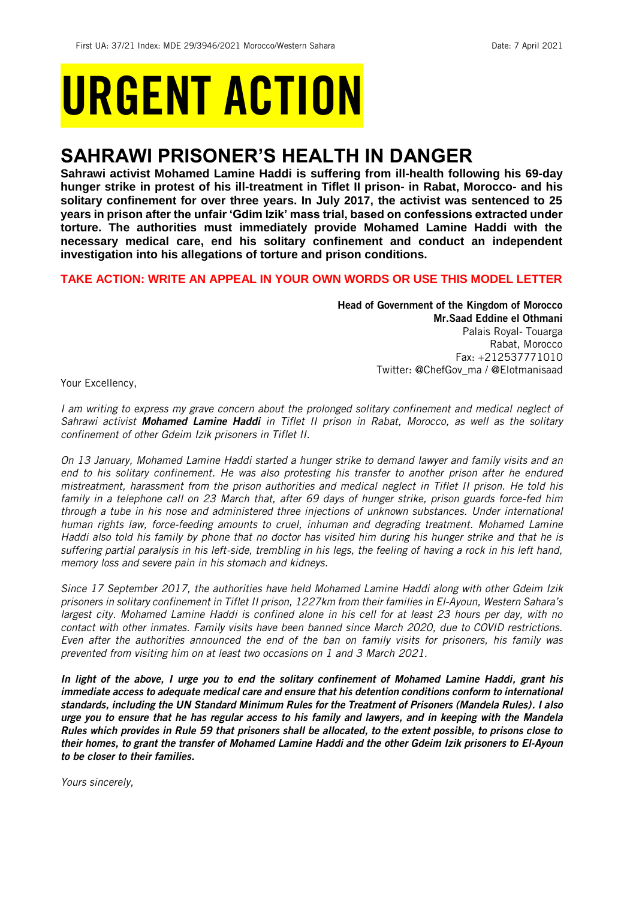# URGENT ACTION

## SAHRAWI PRISONER'S HEALTH IN DANGER

**Sahrawi activist Mohamed Lamine Haddi is suffering from ill-health following his 69-day hunger strike in protest of his ill-treatment in Tiflet II prison- in Rabat, Morocco- and his solitary confinement for over three years. In July 2017, the activist was sentenced to 25 years in prison after the unfair 'Gdim Izik' mass trial, based on confessions extracted under torture. The authorities must immediately provide Mohamed Lamine Haddi with the necessary medical care, end his solitary confinement and conduct an independent investigation into his allegations of torture and prison conditions.**

**TAKE ACTION: WRITE AN APPEAL IN YOUR OWN WORDS OR USE THIS MODEL LETTER**

**Head of Government of the Kingdom of Morocco**
**Mr.Saad Eddine el Othmani**
Palais Royal- Touarga
Rabat, Morocco
Fax: +212537771010
Twitter: @ChefGov_ma / @Elotmanisaad

Your Excellency,

*I am writing to express my grave concern about the prolonged solitary confinement and medical neglect of Sahrawi activist **Mohamed Lamine Haddi** in Tiflet II prison in Rabat, Morocco, as well as the solitary confinement of other Gdeim Izik prisoners in Tiflet II.*

*On 13 January, Mohamed Lamine Haddi started a hunger strike to demand lawyer and family visits and an end to his solitary confinement. He was also protesting his transfer to another prison after he endured mistreatment, harassment from the prison authorities and medical neglect in Tiflet II prison. He told his family in a telephone call on 23 March that, after 69 days of hunger strike, prison guards force-fed him through a tube in his nose and administered three injections of unknown substances. Under international human rights law, force-feeding amounts to cruel, inhuman and degrading treatment. Mohamed Lamine Haddi also told his family by phone that no doctor has visited him during his hunger strike and that he is suffering partial paralysis in his left-side, trembling in his legs, the feeling of having a rock in his left hand, memory loss and severe pain in his stomach and kidneys.*

*Since 17 September 2017, the authorities have held Mohamed Lamine Haddi along with other Gdeim Izik prisoners in solitary confinement in Tiflet II prison, 1227km from their families in El-Ayoun, Western Sahara's largest city. Mohamed Lamine Haddi is confined alone in his cell for at least 23 hours per day, with no contact with other inmates. Family visits have been banned since March 2020, due to COVID restrictions. Even after the authorities announced the end of the ban on family visits for prisoners, his family was prevented from visiting him on at least two occasions on 1 and 3 March 2021.*

***In light of the above, I urge you to end the solitary confinement of Mohamed Lamine Haddi, grant his immediate access to adequate medical care and ensure that his detention conditions conform to international standards, including the UN Standard Minimum Rules for the Treatment of Prisoners (Mandela Rules). I also urge you to ensure that he has regular access to his family and lawyers, and in keeping with the Mandela Rules which provides in Rule 59 that prisoners shall be allocated, to the extent possible, to prisons close to their homes, to grant the transfer of Mohamed Lamine Haddi and the other Gdeim Izik prisoners to El-Ayoun to be closer to their families.***

*Yours sincerely,*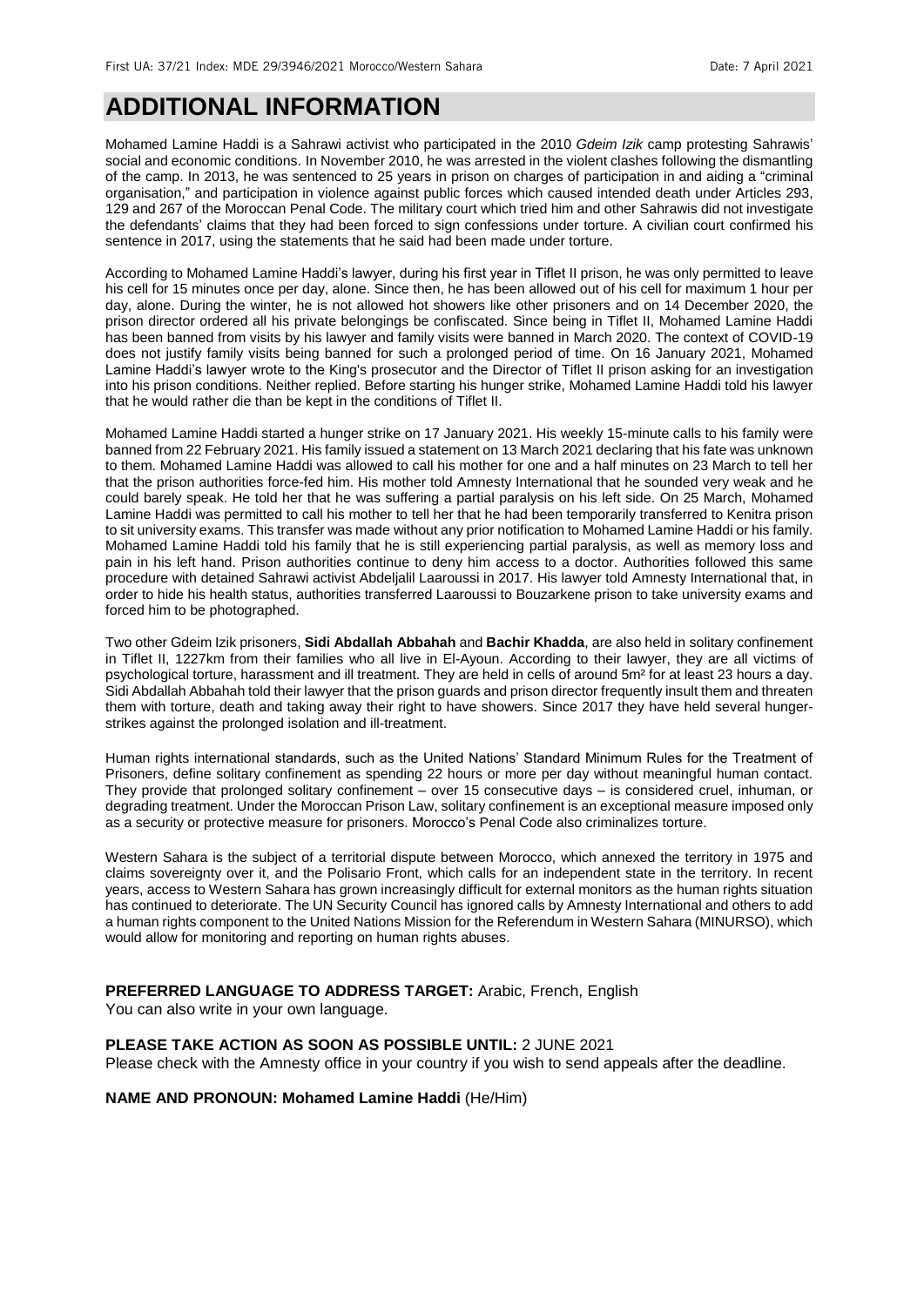# ADDITIONAL INFORMATION

Mohamed Lamine Haddi is a Sahrawi activist who participated in the 2010 *Gdeim Izik* camp protesting Sahrawis' social and economic conditions. In November 2010, he was arrested in the violent clashes following the dismantling of the camp. In 2013, he was sentenced to 25 years in prison on charges of participation in and aiding a "criminal organisation," and participation in violence against public forces which caused intended death under Articles 293, 129 and 267 of the Moroccan Penal Code. The military court which tried him and other Sahrawis did not investigate the defendants' claims that they had been forced to sign confessions under torture. A civilian court confirmed his sentence in 2017, using the statements that he said had been made under torture.

According to Mohamed Lamine Haddi's lawyer, during his first year in Tiflet II prison, he was only permitted to leave his cell for 15 minutes once per day, alone. Since then, he has been allowed out of his cell for maximum 1 hour per day, alone. During the winter, he is not allowed hot showers like other prisoners and on 14 December 2020, the prison director ordered all his private belongings be confiscated. Since being in Tiflet II, Mohamed Lamine Haddi has been banned from visits by his lawyer and family visits were banned in March 2020. The context of COVID-19 does not justify family visits being banned for such a prolonged period of time. On 16 January 2021, Mohamed Lamine Haddi's lawyer wrote to the King's prosecutor and the Director of Tiflet II prison asking for an investigation into his prison conditions. Neither replied. Before starting his hunger strike, Mohamed Lamine Haddi told his lawyer that he would rather die than be kept in the conditions of Tiflet II.

Mohamed Lamine Haddi started a hunger strike on 17 January 2021. His weekly 15-minute calls to his family were banned from 22 February 2021. His family issued a statement on 13 March 2021 declaring that his fate was unknown to them. Mohamed Lamine Haddi was allowed to call his mother for one and a half minutes on 23 March to tell her that the prison authorities force-fed him. His mother told Amnesty International that he sounded very weak and he could barely speak. He told her that he was suffering a partial paralysis on his left side. On 25 March, Mohamed Lamine Haddi was permitted to call his mother to tell her that he had been temporarily transferred to Kenitra prison to sit university exams. This transfer was made without any prior notification to Mohamed Lamine Haddi or his family. Mohamed Lamine Haddi told his family that he is still experiencing partial paralysis, as well as memory loss and pain in his left hand. Prison authorities continue to deny him access to a doctor. Authorities followed this same procedure with detained Sahrawi activist Abdeljalil Laaroussi in 2017. His lawyer told Amnesty International that, in order to hide his health status, authorities transferred Laaroussi to Bouzarkene prison to take university exams and forced him to be photographed.

Two other Gdeim Izik prisoners, **Sidi Abdallah Abbahah** and **Bachir Khadda**, are also held in solitary confinement in Tiflet II, 1227km from their families who all live in El-Ayoun. According to their lawyer, they are all victims of psychological torture, harassment and ill treatment. They are held in cells of around 5m² for at least 23 hours a day. Sidi Abdallah Abbahah told their lawyer that the prison guards and prison director frequently insult them and threaten them with torture, death and taking away their right to have showers. Since 2017 they have held several hunger-strikes against the prolonged isolation and ill-treatment.

Human rights international standards, such as the United Nations' Standard Minimum Rules for the Treatment of Prisoners, define solitary confinement as spending 22 hours or more per day without meaningful human contact. They provide that prolonged solitary confinement – over 15 consecutive days – is considered cruel, inhuman, or degrading treatment. Under the Moroccan Prison Law, solitary confinement is an exceptional measure imposed only as a security or protective measure for prisoners. Morocco's Penal Code also criminalizes torture.

Western Sahara is the subject of a territorial dispute between Morocco, which annexed the territory in 1975 and claims sovereignty over it, and the Polisario Front, which calls for an independent state in the territory. In recent years, access to Western Sahara has grown increasingly difficult for external monitors as the human rights situation has continued to deteriorate. The UN Security Council has ignored calls by Amnesty International and others to add a human rights component to the United Nations Mission for the Referendum in Western Sahara (MINURSO), which would allow for monitoring and reporting on human rights abuses.

**PREFERRED LANGUAGE TO ADDRESS TARGET:** Arabic, French, English
You can also write in your own language.

**PLEASE TAKE ACTION AS SOON AS POSSIBLE UNTIL:** 2 JUNE 2021
Please check with the Amnesty office in your country if you wish to send appeals after the deadline.

**NAME AND PRONOUN: Mohamed Lamine Haddi** (He/Him)